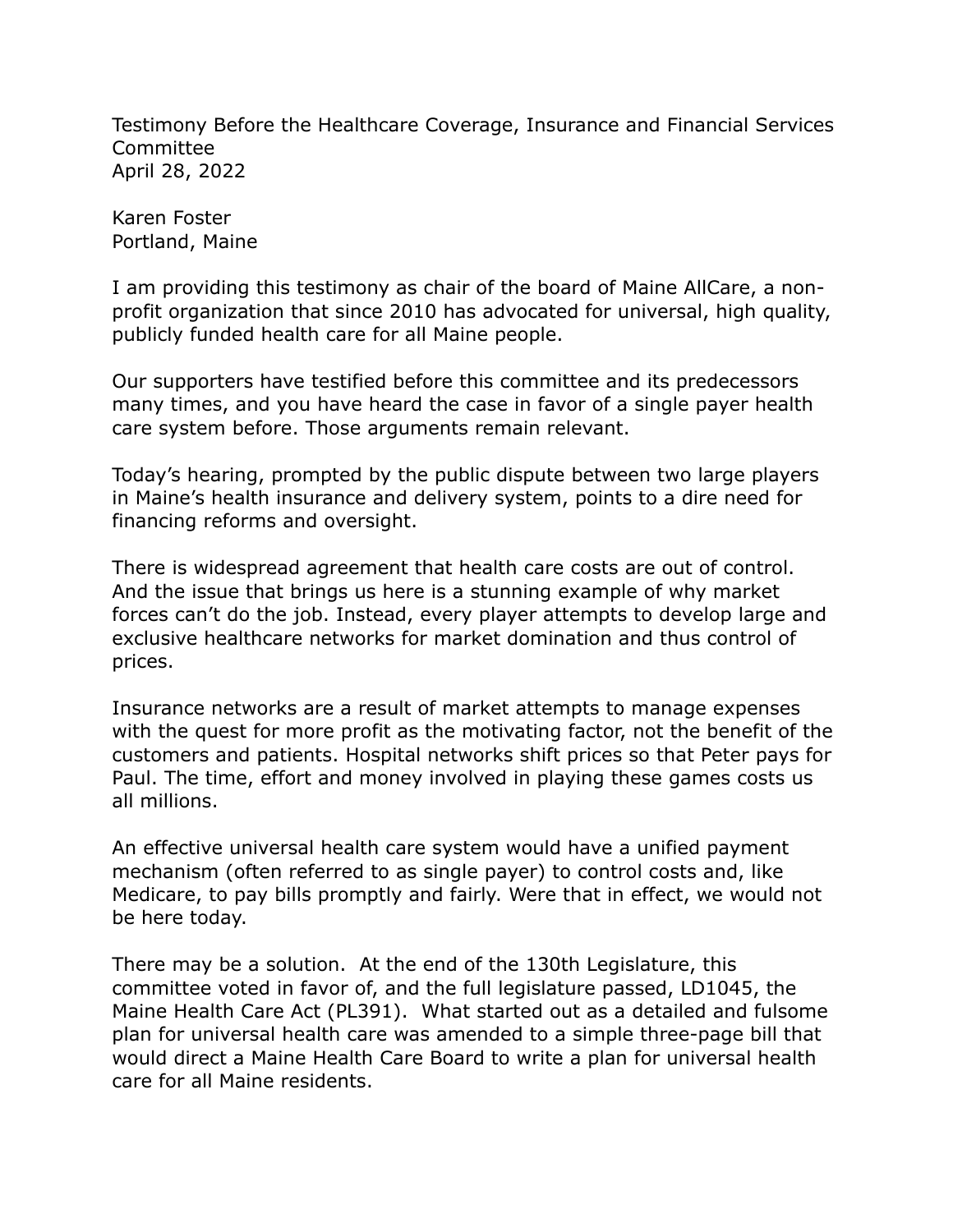Testimony Before the Healthcare Coverage, Insurance and Financial Services Committee
April 28, 2022

Karen Foster
Portland, Maine

I am providing this testimony as chair of the board of Maine AllCare, a non-profit organization that since 2010 has advocated for universal, high quality, publicly funded health care for all Maine people.

Our supporters have testified before this committee and its predecessors many times, and you have heard the case in favor of a single payer health care system before. Those arguments remain relevant.

Today's hearing, prompted by the public dispute between two large players in Maine's health insurance and delivery system, points to a dire need for financing reforms and oversight.

There is widespread agreement that health care costs are out of control. And the issue that brings us here is a stunning example of why market forces can't do the job. Instead, every player attempts to develop large and exclusive healthcare networks for market domination and thus control of prices.

Insurance networks are a result of market attempts to manage expenses with the quest for more profit as the motivating factor, not the benefit of the customers and patients. Hospital networks shift prices so that Peter pays for Paul. The time, effort and money involved in playing these games costs us all millions.

An effective universal health care system would have a unified payment mechanism (often referred to as single payer) to control costs and, like Medicare, to pay bills promptly and fairly. Were that in effect, we would not be here today.

There may be a solution. At the end of the 130th Legislature, this committee voted in favor of, and the full legislature passed, LD1045, the Maine Health Care Act (PL391). What started out as a detailed and fulsome plan for universal health care was amended to a simple three-page bill that would direct a Maine Health Care Board to write a plan for universal health care for all Maine residents.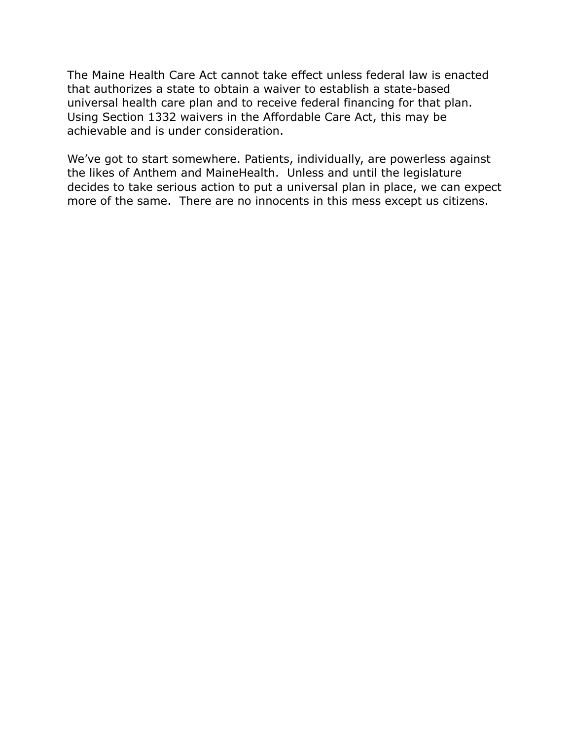The Maine Health Care Act cannot take effect unless federal law is enacted that authorizes a state to obtain a waiver to establish a state-based universal health care plan and to receive federal financing for that plan. Using Section 1332 waivers in the Affordable Care Act, this may be achievable and is under consideration.

We've got to start somewhere. Patients, individually, are powerless against the likes of Anthem and MaineHealth. Unless and until the legislature decides to take serious action to put a universal plan in place, we can expect more of the same. There are no innocents in this mess except us citizens.